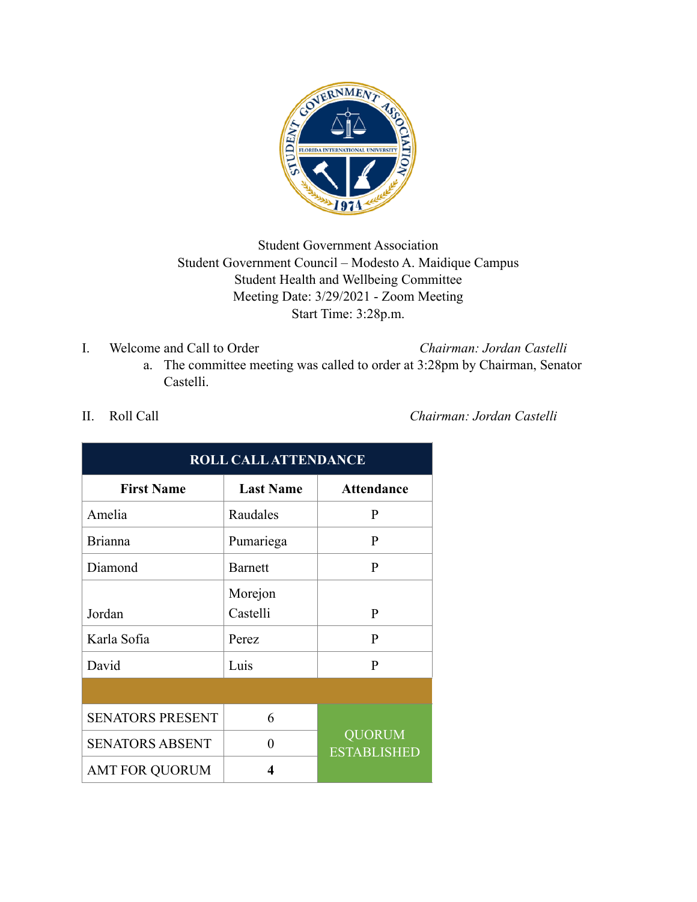Student Government Association
Student Government Council – Modesto A. Maidique Campus
Student Health and Wellbeing Committee
Meeting Date: 3/29/2021 - Zoom Meeting
Start Time: 3:28p.m.

I. Welcome and Call to Order *Chairman: Jordan Castelli*

a. The committee meeting was called to order at 3:28pm by Chairman, Senator Castelli.

II. Roll Call *Chairman: Jordan Castelli*

| ROLL CALL ATTENDANCE | | |
|---|---|---|
| **First Name** | **Last Name** | **Attendance** |
| Amelia | Raudales | P |
| Brianna | Pumariega | P |
| Diamond | Barnett | P |
| Jordan | Morejon Castelli | P |
| Karla Sofia | Perez | P |
| David | Luis | P |
| | | |
| SENATORS PRESENT | 6 | QUORUM ESTABLISHED |
| SENATORS ABSENT | 0 | |
| AMT FOR QUORUM | **4** | |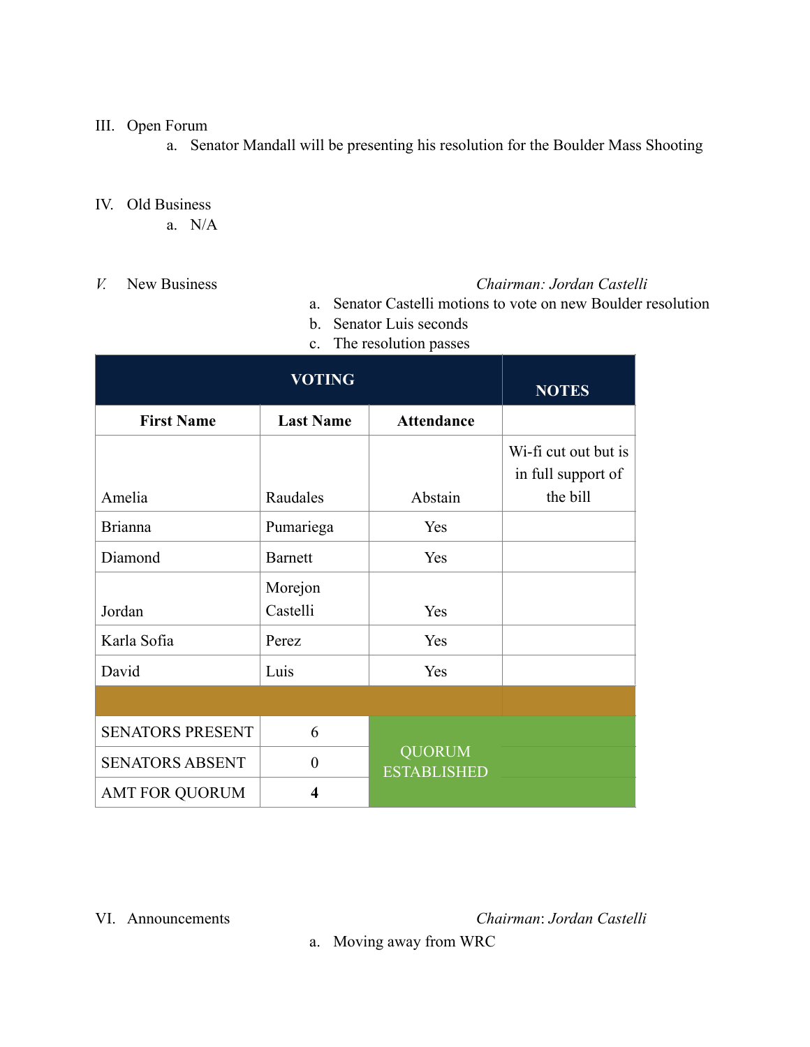III. Open Forum

a. Senator Mandall will be presenting his resolution for the Boulder Mass Shooting

IV. Old Business

a. N/A

*V.* New Business *Chairman: Jordan Castelli*

a. Senator Castelli motions to vote on new Boulder resolution
b. Senator Luis seconds
c. The resolution passes

| VOTING | | | NOTES |
|---|---|---|---|
| **First Name** | **Last Name** | **Attendance** | |
| Amelia | Raudales | Abstain | Wi-fi cut out but is in full support of the bill |
| Brianna | Pumariega | Yes | |
| Diamond | Barnett | Yes | |
| Jordan | Morejon Castelli | Yes | |
| Karla Sofia | Perez | Yes | |
| David | Luis | Yes | |
| | | | |
| SENATORS PRESENT | 6 | QUORUM ESTABLISHED | |
| SENATORS ABSENT | 0 | | |
| AMT FOR QUORUM | **4** | | |

VI. Announcements *Chairman: Jordan Castelli*

a. Moving away from WRC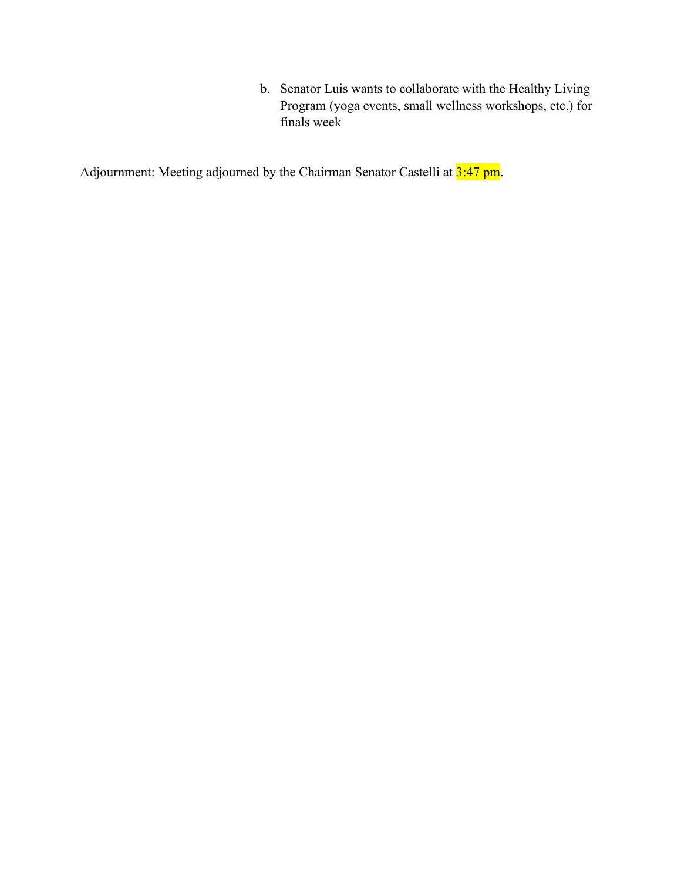b. Senator Luis wants to collaborate with the Healthy Living Program (yoga events, small wellness workshops, etc.) for finals week

Adjournment: Meeting adjourned by the Chairman Senator Castelli at 3:47 pm.